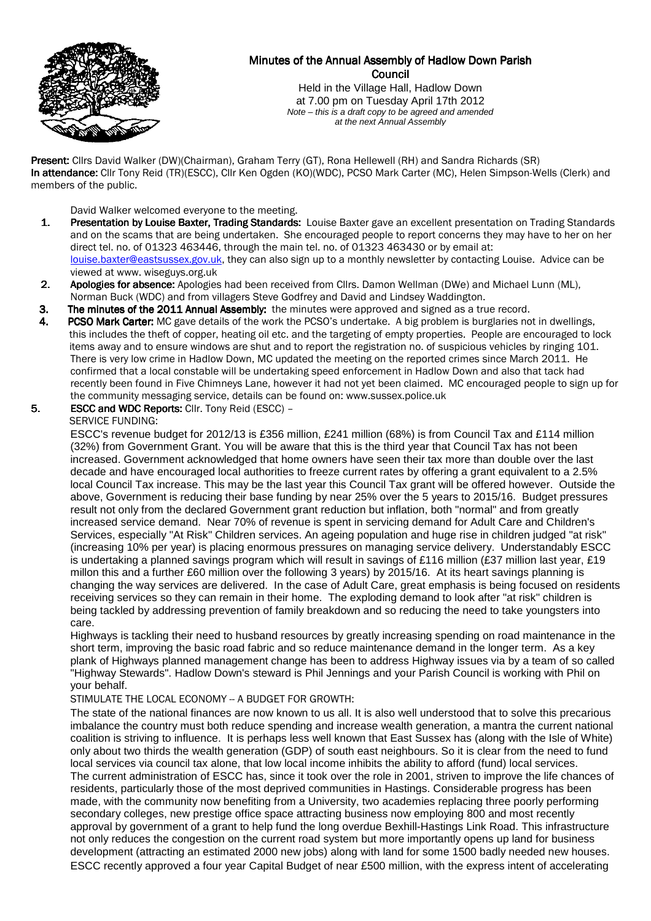# Minutes of the Annual Assembly of Hadlow Down Parish Council

Held in the Village Hall, Hadlow Down
at 7.00 pm on Tuesday April 17th 2012
*Note – this is a draft copy to be agreed and amended at the next Annual Assembly*

**Present:** Cllrs David Walker (DW)(Chairman), Graham Terry (GT), Rona Hellewell (RH) and Sandra Richards (SR)
**In attendance:** Cllr Tony Reid (TR)(ESCC), Cllr Ken Ogden (KO)(WDC), PCSO Mark Carter (MC), Helen Simpson-Wells (Clerk) and members of the public.

David Walker welcomed everyone to the meeting.

1. **Presentation by Louise Baxter, Trading Standards:** Louise Baxter gave an excellent presentation on Trading Standards and on the scams that are being undertaken. She encouraged people to report concerns they may have to her on her direct tel. no. of 01323 463446, through the main tel. no. of 01323 463430 or by email at: louise.baxter@eastsussex.gov.uk, they can also sign up to a monthly newsletter by contacting Louise. Advice can be viewed at www. wiseguys.org.uk
2. **Apologies for absence:** Apologies had been received from Cllrs. Damon Wellman (DWe) and Michael Lunn (ML), Norman Buck (WDC) and from villagers Steve Godfrey and David and Lindsey Waddington.
3. **The minutes of the 2011 Annual Assembly:** the minutes were approved and signed as a true record.
4. **PCSO Mark Carter:** MC gave details of the work the PCSO's undertake. A big problem is burglaries not in dwellings, this includes the theft of copper, heating oil etc. and the targeting of empty properties. People are encouraged to lock items away and to ensure windows are shut and to report the registration no. of suspicious vehicles by ringing 101. There is very low crime in Hadlow Down, MC updated the meeting on the reported crimes since March 2011. He confirmed that a local constable will be undertaking speed enforcement in Hadlow Down and also that tack had recently been found in Five Chimneys Lane, however it had not yet been claimed. MC encouraged people to sign up for the community messaging service, details can be found on: www.sussex.police.uk
5. **ESCC and WDC Reports:** Cllr. Tony Reid (ESCC) –

SERVICE FUNDING:

ESCC's revenue budget for 2012/13 is £356 million, £241 million (68%) is from Council Tax and £114 million (32%) from Government Grant. You will be aware that this is the third year that Council Tax has not been increased. Government acknowledged that home owners have seen their tax more than double over the last decade and have encouraged local authorities to freeze current rates by offering a grant equivalent to a 2.5% local Council Tax increase. This may be the last year this Council Tax grant will be offered however. Outside the above, Government is reducing their base funding by near 25% over the 5 years to 2015/16. Budget pressures result not only from the declared Government grant reduction but inflation, both "normal" and from greatly increased service demand. Near 70% of revenue is spent in servicing demand for Adult Care and Children's Services, especially "At Risk" Children services. An ageing population and huge rise in children judged "at risk" (increasing 10% per year) is placing enormous pressures on managing service delivery. Understandably ESCC is undertaking a planned savings program which will result in savings of £116 million (£37 million last year, £19 millon this and a further £60 million over the following 3 years) by 2015/16. At its heart savings planning is changing the way services are delivered. In the case of Adult Care, great emphasis is being focused on residents receiving services so they can remain in their home. The exploding demand to look after "at risk" children is being tackled by addressing prevention of family breakdown and so reducing the need to take youngsters into care.

Highways is tackling their need to husband resources by greatly increasing spending on road maintenance in the short term, improving the basic road fabric and so reduce maintenance demand in the longer term. As a key plank of Highways planned management change has been to address Highway issues via by a team of so called "Highway Stewards". Hadlow Down's steward is Phil Jennings and your Parish Council is working with Phil on your behalf.

STIMULATE THE LOCAL ECONOMY -- A BUDGET FOR GROWTH:

The state of the national finances are now known to us all. It is also well understood that to solve this precarious imbalance the country must both reduce spending and increase wealth generation, a mantra the current national coalition is striving to influence. It is perhaps less well known that East Sussex has (along with the Isle of White) only about two thirds the wealth generation (GDP) of south east neighbours. So it is clear from the need to fund local services via council tax alone, that low local income inhibits the ability to afford (fund) local services.
The current administration of ESCC has, since it took over the role in 2001, striven to improve the life chances of residents, particularly those of the most deprived communities in Hastings. Considerable progress has been made, with the community now benefiting from a University, two academies replacing three poorly performing secondary colleges, new prestige office space attracting business now employing 800 and most recently approval by government of a grant to help fund the long overdue Bexhill-Hastings Link Road. This infrastructure not only reduces the congestion on the current road system but more importantly opens up land for business development (attracting an estimated 2000 new jobs) along with land for some 1500 badly needed new houses. ESCC recently approved a four year Capital Budget of near £500 million, with the express intent of accelerating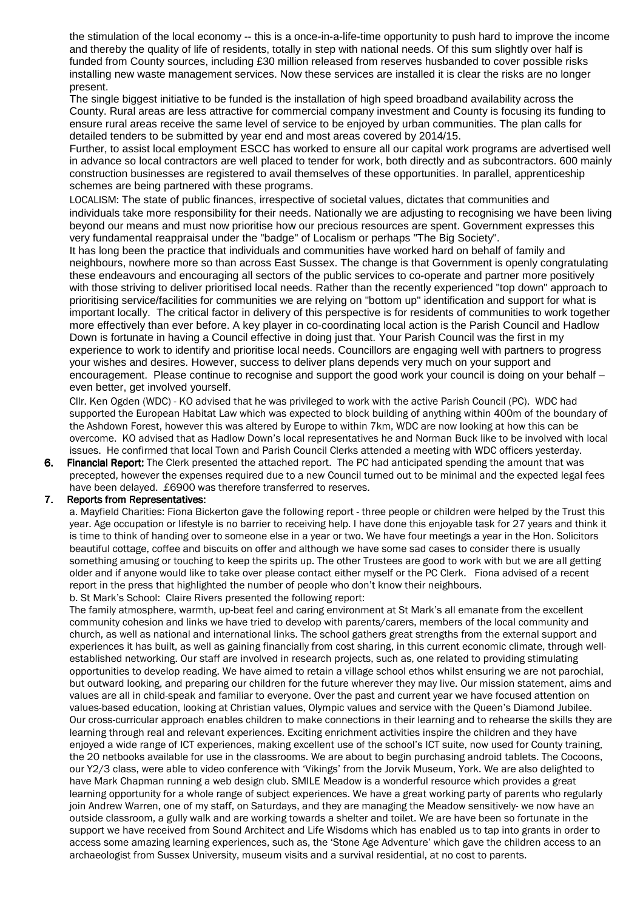the stimulation of the local economy -- this is a once-in-a-life-time opportunity to push hard to improve the income and thereby the quality of life of residents, totally in step with national needs. Of this sum slightly over half is funded from County sources, including £30 million released from reserves husbanded to cover possible risks installing new waste management services. Now these services are installed it is clear the risks are no longer present.

The single biggest initiative to be funded is the installation of high speed broadband availability across the County. Rural areas are less attractive for commercial company investment and County is focusing its funding to ensure rural areas receive the same level of service to be enjoyed by urban communities. The plan calls for detailed tenders to be submitted by year end and most areas covered by 2014/15.

Further, to assist local employment ESCC has worked to ensure all our capital work programs are advertised well in advance so local contractors are well placed to tender for work, both directly and as subcontractors. 600 mainly construction businesses are registered to avail themselves of these opportunities. In parallel, apprenticeship schemes are being partnered with these programs.

LOCALISM: The state of public finances, irrespective of societal values, dictates that communities and individuals take more responsibility for their needs. Nationally we are adjusting to recognising we have been living beyond our means and must now prioritise how our precious resources are spent. Government expresses this very fundamental reappraisal under the "badge" of Localism or perhaps "The Big Society".

It has long been the practice that individuals and communities have worked hard on behalf of family and neighbours, nowhere more so than across East Sussex. The change is that Government is openly congratulating these endeavours and encouraging all sectors of the public services to co-operate and partner more positively with those striving to deliver prioritised local needs. Rather than the recently experienced "top down" approach to prioritising service/facilities for communities we are relying on "bottom up" identification and support for what is important locally. The critical factor in delivery of this perspective is for residents of communities to work together more effectively than ever before. A key player in co-coordinating local action is the Parish Council and Hadlow Down is fortunate in having a Council effective in doing just that. Your Parish Council was the first in my experience to work to identify and prioritise local needs. Councillors are engaging well with partners to progress your wishes and desires. However, success to deliver plans depends very much on your support and encouragement. Please continue to recognise and support the good work your council is doing on your behalf – even better, get involved yourself.

Cllr. Ken Ogden (WDC) - KO advised that he was privileged to work with the active Parish Council (PC). WDC had supported the European Habitat Law which was expected to block building of anything within 400m of the boundary of the Ashdown Forest, however this was altered by Europe to within 7km, WDC are now looking at how this can be overcome. KO advised that as Hadlow Down's local representatives he and Norman Buck like to be involved with local issues. He confirmed that local Town and Parish Council Clerks attended a meeting with WDC officers yesterday.

6. **Financial Report:** The Clerk presented the attached report. The PC had anticipated spending the amount that was precepted, however the expenses required due to a new Council turned out to be minimal and the expected legal fees have been delayed. £6900 was therefore transferred to reserves.

7. **Reports from Representatives:**

a. Mayfield Charities: Fiona Bickerton gave the following report - three people or children were helped by the Trust this year. Age occupation or lifestyle is no barrier to receiving help. I have done this enjoyable task for 27 years and think it is time to think of handing over to someone else in a year or two. We have four meetings a year in the Hon. Solicitors beautiful cottage, coffee and biscuits on offer and although we have some sad cases to consider there is usually something amusing or touching to keep the spirits up. The other Trustees are good to work with but we are all getting older and if anyone would like to take over please contact either myself or the PC Clerk. Fiona advised of a recent report in the press that highlighted the number of people who don't know their neighbours.

b. St Mark's School: Claire Rivers presented the following report:

The family atmosphere, warmth, up-beat feel and caring environment at St Mark's all emanate from the excellent community cohesion and links we have tried to develop with parents/carers, members of the local community and church, as well as national and international links. The school gathers great strengths from the external support and experiences it has built, as well as gaining financially from cost sharing, in this current economic climate, through well-established networking. Our staff are involved in research projects, such as, one related to providing stimulating opportunities to develop reading. We have aimed to retain a village school ethos whilst ensuring we are not parochial, but outward looking, and preparing our children for the future wherever they may live. Our mission statement, aims and values are all in child-speak and familiar to everyone. Over the past and current year we have focused attention on values-based education, looking at Christian values, Olympic values and service with the Queen's Diamond Jubilee. Our cross-curricular approach enables children to make connections in their learning and to rehearse the skills they are learning through real and relevant experiences. Exciting enrichment activities inspire the children and they have enjoyed a wide range of ICT experiences, making excellent use of the school's ICT suite, now used for County training, the 20 netbooks available for use in the classrooms. We are about to begin purchasing android tablets. The Cocoons, our Y2/3 class, were able to video conference with 'Vikings' from the Jorvik Museum, York. We are also delighted to have Mark Chapman running a web design club. SMILE Meadow is a wonderful resource which provides a great learning opportunity for a whole range of subject experiences. We have a great working party of parents who regularly join Andrew Warren, one of my staff, on Saturdays, and they are managing the Meadow sensitively- we now have an outside classroom, a gully walk and are working towards a shelter and toilet. We are have been so fortunate in the support we have received from Sound Architect and Life Wisdoms which has enabled us to tap into grants in order to access some amazing learning experiences, such as, the 'Stone Age Adventure' which gave the children access to an archaeologist from Sussex University, museum visits and a survival residential, at no cost to parents.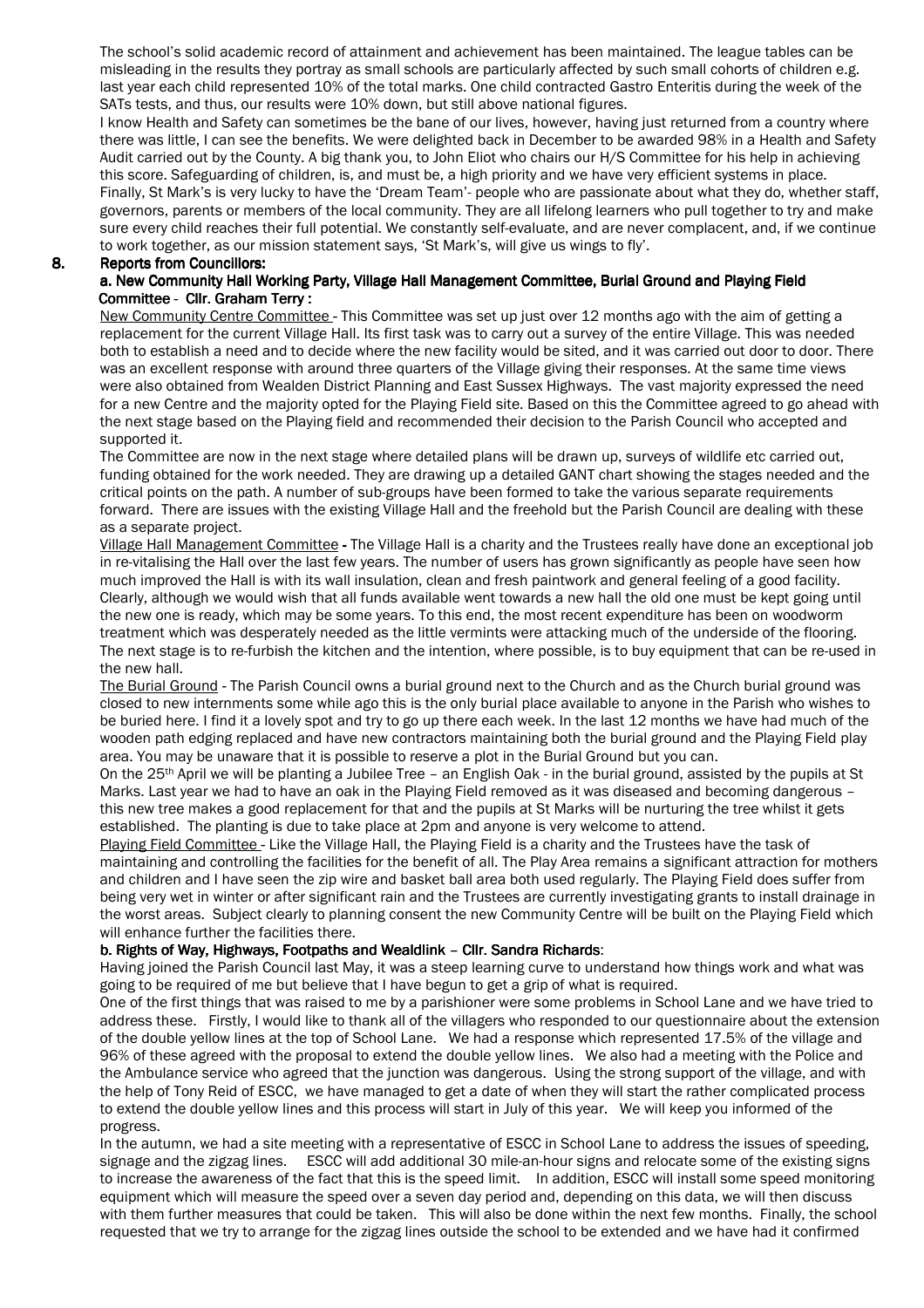The school's solid academic record of attainment and achievement has been maintained. The league tables can be misleading in the results they portray as small schools are particularly affected by such small cohorts of children e.g. last year each child represented 10% of the total marks. One child contracted Gastro Enteritis during the week of the SATs tests, and thus, our results were 10% down, but still above national figures.

I know Health and Safety can sometimes be the bane of our lives, however, having just returned from a country where there was little, I can see the benefits. We were delighted back in December to be awarded 98% in a Health and Safety Audit carried out by the County. A big thank you, to John Eliot who chairs our H/S Committee for his help in achieving this score. Safeguarding of children, is, and must be, a high priority and we have very efficient systems in place.

Finally, St Mark's is very lucky to have the 'Dream Team'- people who are passionate about what they do, whether staff, governors, parents or members of the local community. They are all lifelong learners who pull together to try and make sure every child reaches their full potential. We constantly self-evaluate, and are never complacent, and, if we continue to work together, as our mission statement says, 'St Mark's, will give us wings to fly'.

## 8. Reports from Councillors:

### a. New Community Hall Working Party, Village Hall Management Committee, Burial Ground and Playing Field Committee - Cllr. Graham Terry :

New Community Centre Committee - This Committee was set up just over 12 months ago with the aim of getting a replacement for the current Village Hall. Its first task was to carry out a survey of the entire Village. This was needed both to establish a need and to decide where the new facility would be sited, and it was carried out door to door. There was an excellent response with around three quarters of the Village giving their responses. At the same time views were also obtained from Wealden District Planning and East Sussex Highways. The vast majority expressed the need for a new Centre and the majority opted for the Playing Field site. Based on this the Committee agreed to go ahead with the next stage based on the Playing field and recommended their decision to the Parish Council who accepted and supported it.

The Committee are now in the next stage where detailed plans will be drawn up, surveys of wildlife etc carried out, funding obtained for the work needed. They are drawing up a detailed GANT chart showing the stages needed and the critical points on the path. A number of sub-groups have been formed to take the various separate requirements forward. There are issues with the existing Village Hall and the freehold but the Parish Council are dealing with these as a separate project.

Village Hall Management Committee - The Village Hall is a charity and the Trustees really have done an exceptional job in re-vitalising the Hall over the last few years. The number of users has grown significantly as people have seen how much improved the Hall is with its wall insulation, clean and fresh paintwork and general feeling of a good facility. Clearly, although we would wish that all funds available went towards a new hall the old one must be kept going until the new one is ready, which may be some years. To this end, the most recent expenditure has been on woodworm treatment which was desperately needed as the little vermints were attacking much of the underside of the flooring. The next stage is to re-furbish the kitchen and the intention, where possible, is to buy equipment that can be re-used in the new hall.

The Burial Ground - The Parish Council owns a burial ground next to the Church and as the Church burial ground was closed to new internments some while ago this is the only burial place available to anyone in the Parish who wishes to be buried here. I find it a lovely spot and try to go up there each week. In the last 12 months we have had much of the wooden path edging replaced and have new contractors maintaining both the burial ground and the Playing Field play area. You may be unaware that it is possible to reserve a plot in the Burial Ground but you can.

On the 25th April we will be planting a Jubilee Tree – an English Oak - in the burial ground, assisted by the pupils at St Marks. Last year we had to have an oak in the Playing Field removed as it was diseased and becoming dangerous – this new tree makes a good replacement for that and the pupils at St Marks will be nurturing the tree whilst it gets established. The planting is due to take place at 2pm and anyone is very welcome to attend.

Playing Field Committee - Like the Village Hall, the Playing Field is a charity and the Trustees have the task of maintaining and controlling the facilities for the benefit of all. The Play Area remains a significant attraction for mothers and children and I have seen the zip wire and basket ball area both used regularly. The Playing Field does suffer from being very wet in winter or after significant rain and the Trustees are currently investigating grants to install drainage in the worst areas. Subject clearly to planning consent the new Community Centre will be built on the Playing Field which will enhance further the facilities there.

### b. Rights of Way, Highways, Footpaths and Wealdlink – Cllr. Sandra Richards:

Having joined the Parish Council last May, it was a steep learning curve to understand how things work and what was going to be required of me but believe that I have begun to get a grip of what is required.

One of the first things that was raised to me by a parishioner were some problems in School Lane and we have tried to address these. Firstly, I would like to thank all of the villagers who responded to our questionnaire about the extension of the double yellow lines at the top of School Lane. We had a response which represented 17.5% of the village and 96% of these agreed with the proposal to extend the double yellow lines. We also had a meeting with the Police and the Ambulance service who agreed that the junction was dangerous. Using the strong support of the village, and with the help of Tony Reid of ESCC, we have managed to get a date of when they will start the rather complicated process to extend the double yellow lines and this process will start in July of this year. We will keep you informed of the progress.

In the autumn, we had a site meeting with a representative of ESCC in School Lane to address the issues of speeding, signage and the zigzag lines. ESCC will add additional 30 mile-an-hour signs and relocate some of the existing signs to increase the awareness of the fact that this is the speed limit. In addition, ESCC will install some speed monitoring equipment which will measure the speed over a seven day period and, depending on this data, we will then discuss with them further measures that could be taken. This will also be done within the next few months. Finally, the school requested that we try to arrange for the zigzag lines outside the school to be extended and we have had it confirmed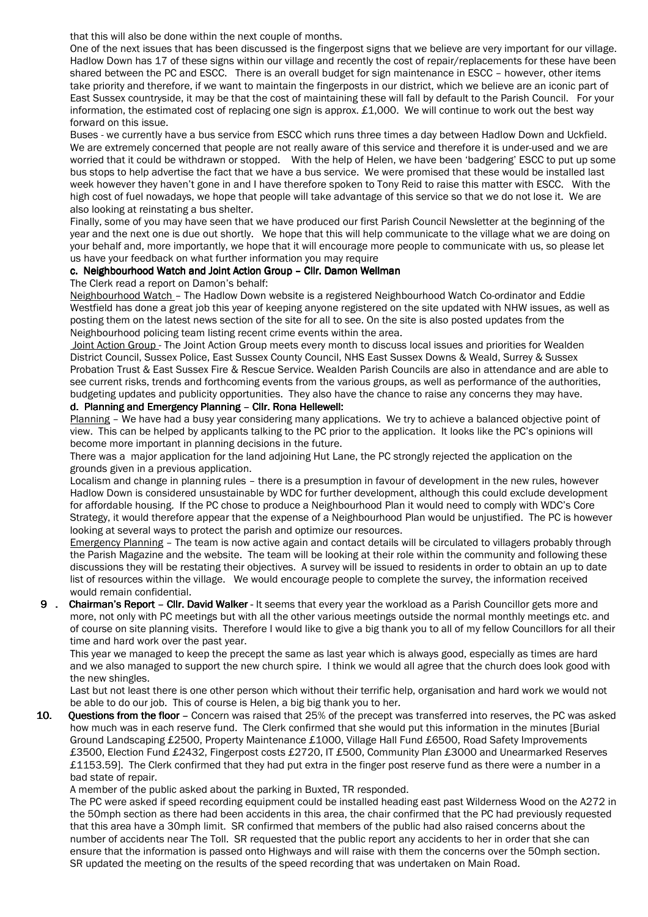that this will also be done within the next couple of months.

One of the next issues that has been discussed is the fingerpost signs that we believe are very important for our village. Hadlow Down has 17 of these signs within our village and recently the cost of repair/replacements for these have been shared between the PC and ESCC. There is an overall budget for sign maintenance in ESCC – however, other items take priority and therefore, if we want to maintain the fingerposts in our district, which we believe are an iconic part of East Sussex countryside, it may be that the cost of maintaining these will fall by default to the Parish Council. For your information, the estimated cost of replacing one sign is approx. £1,000. We will continue to work out the best way forward on this issue.

Buses - we currently have a bus service from ESCC which runs three times a day between Hadlow Down and Uckfield. We are extremely concerned that people are not really aware of this service and therefore it is under-used and we are worried that it could be withdrawn or stopped. With the help of Helen, we have been 'badgering' ESCC to put up some bus stops to help advertise the fact that we have a bus service. We were promised that these would be installed last week however they haven't gone in and I have therefore spoken to Tony Reid to raise this matter with ESCC. With the high cost of fuel nowadays, we hope that people will take advantage of this service so that we do not lose it. We are also looking at reinstating a bus shelter.

Finally, some of you may have seen that we have produced our first Parish Council Newsletter at the beginning of the year and the next one is due out shortly. We hope that this will help communicate to the village what we are doing on your behalf and, more importantly, we hope that it will encourage more people to communicate with us, so please let us have your feedback on what further information you may require

**c. Neighbourhood Watch and Joint Action Group – Cllr. Damon Wellman**

The Clerk read a report on Damon's behalf:

Neighbourhood Watch – The Hadlow Down website is a registered Neighbourhood Watch Co-ordinator and Eddie Westfield has done a great job this year of keeping anyone registered on the site updated with NHW issues, as well as posting them on the latest news section of the site for all to see. On the site is also posted updates from the Neighbourhood policing team listing recent crime events within the area.

Joint Action Group - The Joint Action Group meets every month to discuss local issues and priorities for Wealden District Council, Sussex Police, East Sussex County Council, NHS East Sussex Downs & Weald, Surrey & Sussex Probation Trust & East Sussex Fire & Rescue Service. Wealden Parish Councils are also in attendance and are able to see current risks, trends and forthcoming events from the various groups, as well as performance of the authorities, budgeting updates and publicity opportunities. They also have the chance to raise any concerns they may have.

**d. Planning and Emergency Planning – Cllr. Rona Hellewell:**

Planning – We have had a busy year considering many applications. We try to achieve a balanced objective point of view. This can be helped by applicants talking to the PC prior to the application. It looks like the PC's opinions will become more important in planning decisions in the future.

There was a major application for the land adjoining Hut Lane, the PC strongly rejected the application on the grounds given in a previous application.

Localism and change in planning rules – there is a presumption in favour of development in the new rules, however Hadlow Down is considered unsustainable by WDC for further development, although this could exclude development for affordable housing. If the PC chose to produce a Neighbourhood Plan it would need to comply with WDC's Core Strategy, it would therefore appear that the expense of a Neighbourhood Plan would be unjustified. The PC is however looking at several ways to protect the parish and optimize our resources.

Emergency Planning – The team is now active again and contact details will be circulated to villagers probably through the Parish Magazine and the website. The team will be looking at their role within the community and following these discussions they will be restating their objectives. A survey will be issued to residents in order to obtain an up to date list of resources within the village. We would encourage people to complete the survey, the information received would remain confidential.

9. **Chairman's Report – Cllr. David Walker** - It seems that every year the workload as a Parish Councillor gets more and more, not only with PC meetings but with all the other various meetings outside the normal monthly meetings etc. and of course on site planning visits. Therefore I would like to give a big thank you to all of my fellow Councillors for all their time and hard work over the past year.

   This year we managed to keep the precept the same as last year which is always good, especially as times are hard and we also managed to support the new church spire. I think we would all agree that the church does look good with the new shingles.

   Last but not least there is one other person which without their terrific help, organisation and hard work we would not be able to do our job. This of course is Helen, a big big thank you to her.

10. **Questions from the floor** – Concern was raised that 25% of the precept was transferred into reserves, the PC was asked how much was in each reserve fund. The Clerk confirmed that she would put this information in the minutes [Burial Ground Landscaping £2500, Property Maintenance £1000, Village Hall Fund £6500, Road Safety Improvements £3500, Election Fund £2432, Fingerpost costs £2720, IT £500, Community Plan £3000 and Unearmarked Reserves £1153.59]. The Clerk confirmed that they had put extra in the finger post reserve fund as there were a number in a bad state of repair.

    A member of the public asked about the parking in Buxted, TR responded.

    The PC were asked if speed recording equipment could be installed heading east past Wilderness Wood on the A272 in the 50mph section as there had been accidents in this area, the chair confirmed that the PC had previously requested that this area have a 30mph limit. SR confirmed that members of the public had also raised concerns about the number of accidents near The Toll. SR requested that the public report any accidents to her in order that she can ensure that the information is passed onto Highways and will raise with them the concerns over the 50mph section. SR updated the meeting on the results of the speed recording that was undertaken on Main Road.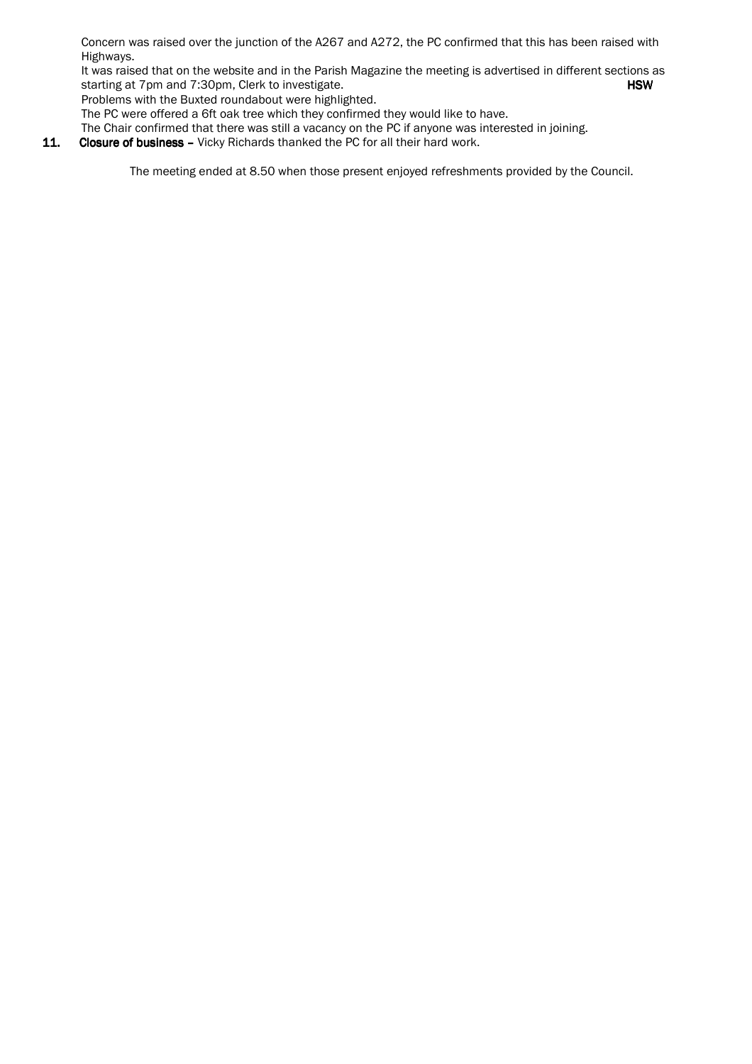Concern was raised over the junction of the A267 and A272, the PC confirmed that this has been raised with Highways.

It was raised that on the website and in the Parish Magazine the meeting is advertised in different sections as starting at 7pm and 7:30pm, Clerk to investigate. **HSW**

Problems with the Buxted roundabout were highlighted.

The PC were offered a 6ft oak tree which they confirmed they would like to have.

The Chair confirmed that there was still a vacancy on the PC if anyone was interested in joining.

**11. Closure of business –** Vicky Richards thanked the PC for all their hard work.

The meeting ended at 8.50 when those present enjoyed refreshments provided by the Council.